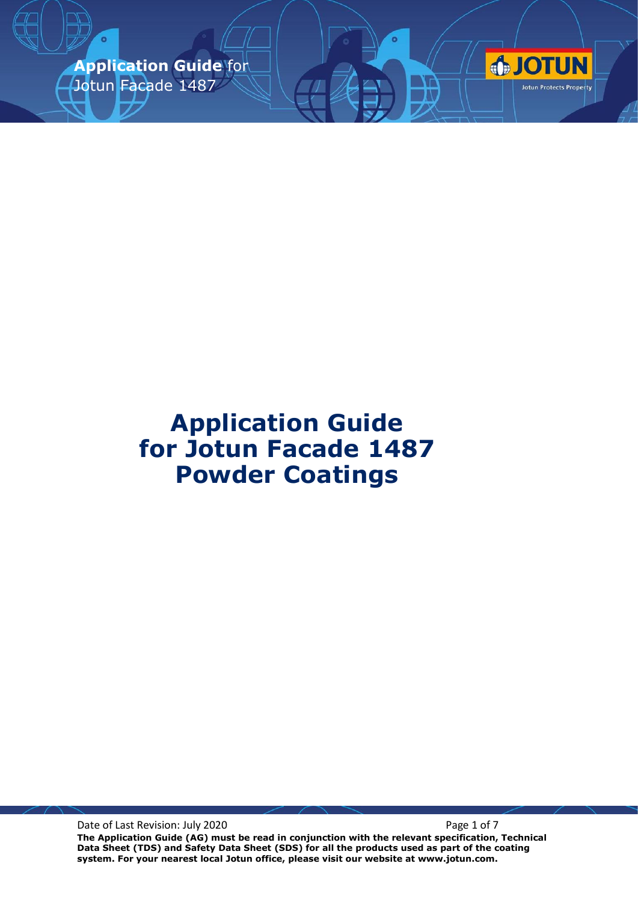# Application Guide for Jotun Facade 1487 Powder Coatings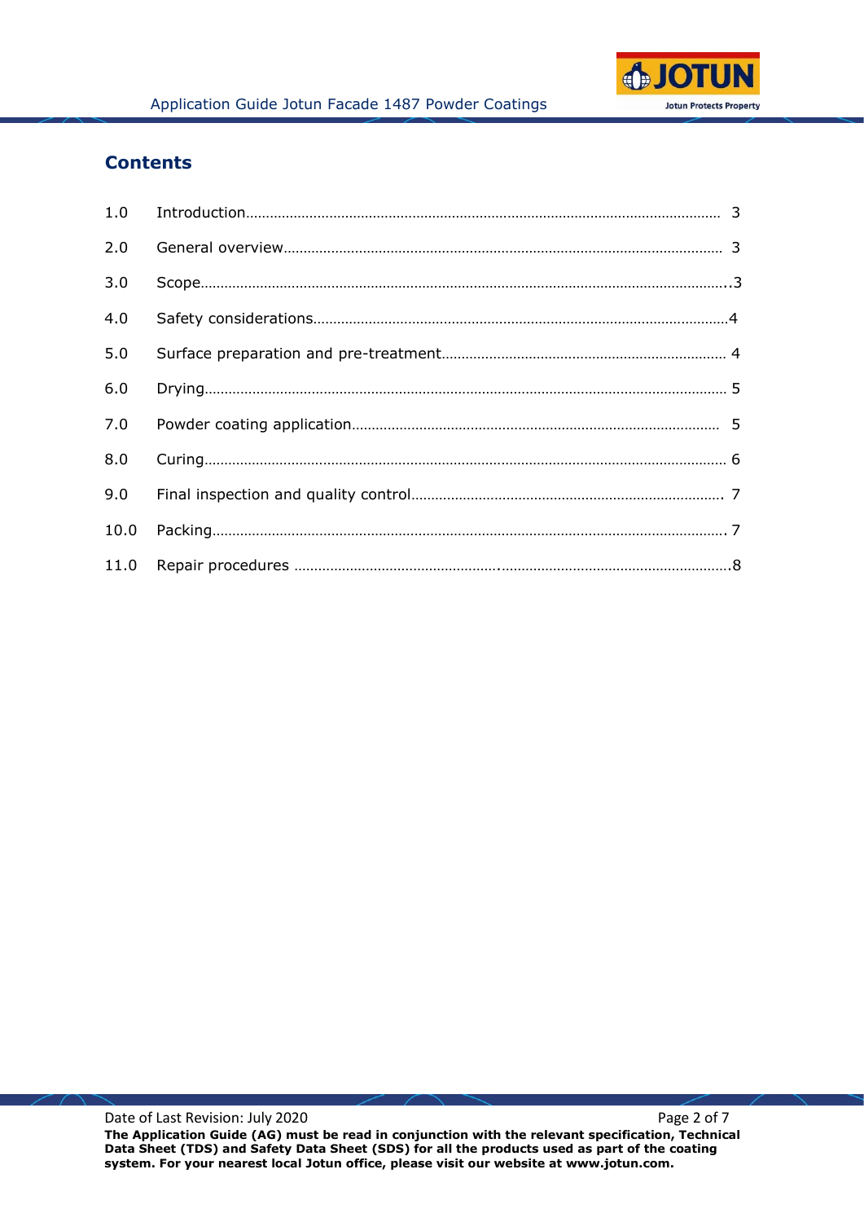## Contents

| | | |
|---|---|---|
| 1.0 | Introduction | 3 |
| 2.0 | General overview | 3 |
| 3.0 | Scope | 3 |
| 4.0 | Safety considerations | 4 |
| 5.0 | Surface preparation and pre-treatment | 4 |
| 6.0 | Drying | 5 |
| 7.0 | Powder coating application | 5 |
| 8.0 | Curing | 6 |
| 9.0 | Final inspection and quality control | 7 |
| 10.0 | Packing | 7 |
| 11.0 | Repair procedures | 8 |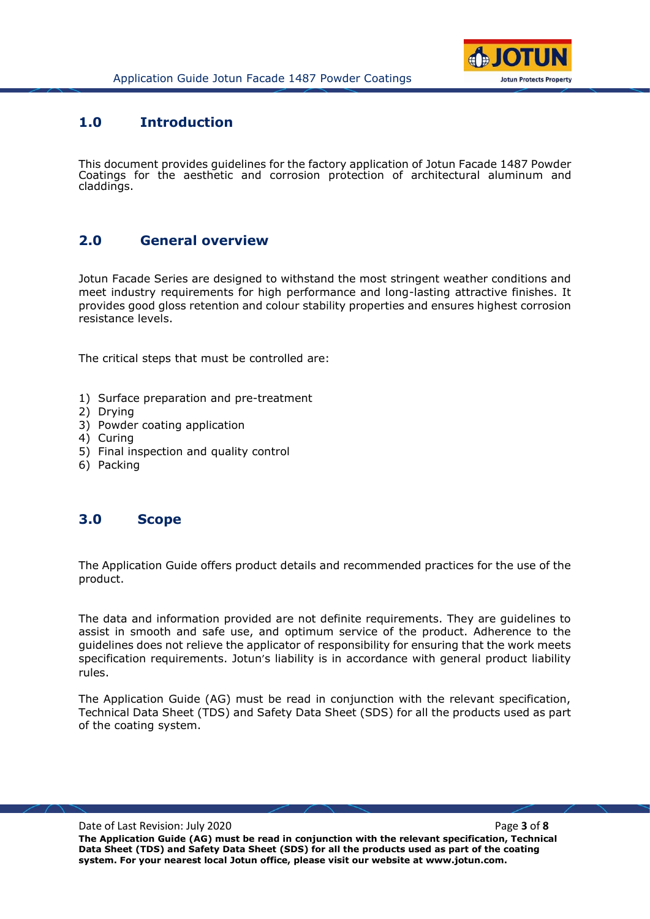## 1.0 Introduction

This document provides guidelines for the factory application of Jotun Facade 1487 Powder Coatings for the aesthetic and corrosion protection of architectural aluminum and claddings.

## 2.0 General overview

Jotun Facade Series are designed to withstand the most stringent weather conditions and meet industry requirements for high performance and long-lasting attractive finishes. It provides good gloss retention and colour stability properties and ensures highest corrosion resistance levels.

The critical steps that must be controlled are:

1) Surface preparation and pre-treatment
2) Drying
3) Powder coating application
4) Curing
5) Final inspection and quality control
6) Packing

## 3.0 Scope

The Application Guide offers product details and recommended practices for the use of the product.

The data and information provided are not definite requirements. They are guidelines to assist in smooth and safe use, and optimum service of the product. Adherence to the guidelines does not relieve the applicator of responsibility for ensuring that the work meets specification requirements. Jotun's liability is in accordance with general product liability rules.

The Application Guide (AG) must be read in conjunction with the relevant specification, Technical Data Sheet (TDS) and Safety Data Sheet (SDS) for all the products used as part of the coating system.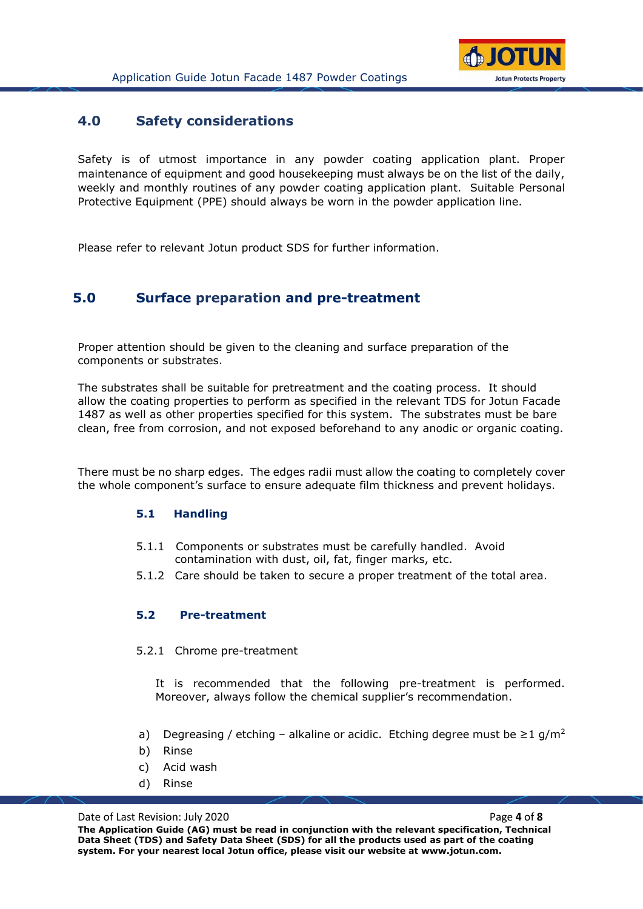## 4.0 Safety considerations

Safety is of utmost importance in any powder coating application plant. Proper maintenance of equipment and good housekeeping must always be on the list of the daily, weekly and monthly routines of any powder coating application plant. Suitable Personal Protective Equipment (PPE) should always be worn in the powder application line.

Please refer to relevant Jotun product SDS for further information.

## 5.0 Surface preparation and pre-treatment

Proper attention should be given to the cleaning and surface preparation of the components or substrates.

The substrates shall be suitable for pretreatment and the coating process. It should allow the coating properties to perform as specified in the relevant TDS for Jotun Facade 1487 as well as other properties specified for this system. The substrates must be bare clean, free from corrosion, and not exposed beforehand to any anodic or organic coating.

There must be no sharp edges. The edges radii must allow the coating to completely cover the whole component's surface to ensure adequate film thickness and prevent holidays.

### 5.1 Handling

5.1.1 Components or substrates must be carefully handled. Avoid contamination with dust, oil, fat, finger marks, etc.

5.1.2 Care should be taken to secure a proper treatment of the total area.

### 5.2 Pre-treatment

5.2.1 Chrome pre-treatment

It is recommended that the following pre-treatment is performed. Moreover, always follow the chemical supplier's recommendation.

a) Degreasing / etching – alkaline or acidic. Etching degree must be $\geq 1$ g/m$^2$
b) Rinse
c) Acid wash
d) Rinse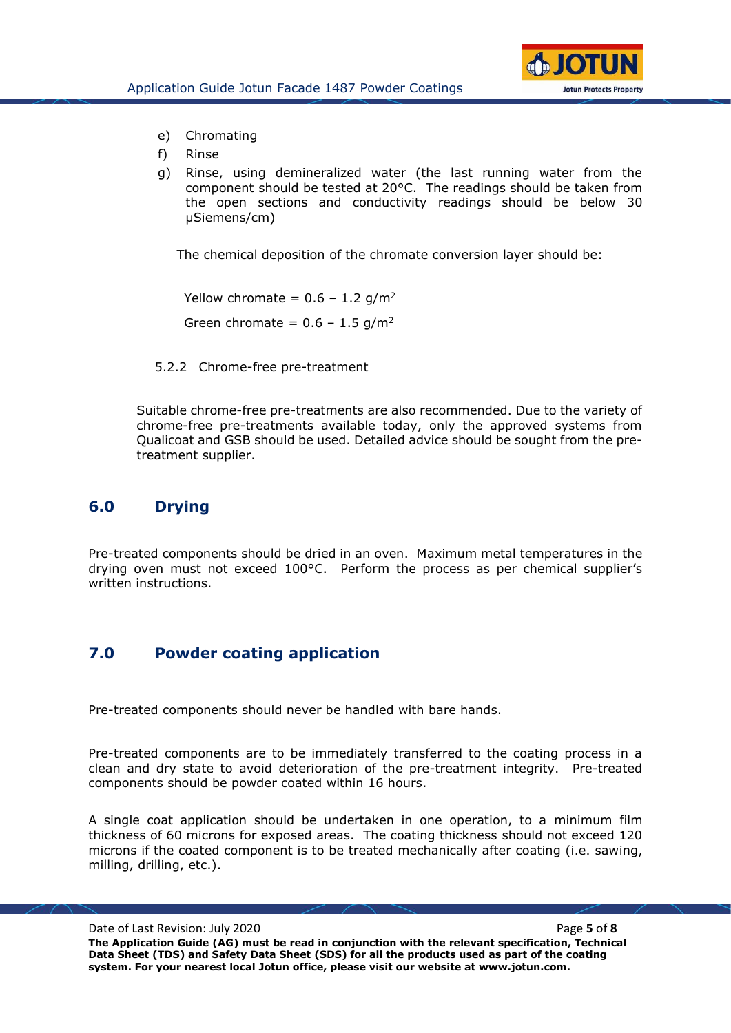e) Chromating
f) Rinse
g) Rinse, using demineralized water (the last running water from the component should be tested at 20°C. The readings should be taken from the open sections and conductivity readings should be below 30 µSiemens/cm)

The chemical deposition of the chromate conversion layer should be:

Yellow chromate = 0.6 – 1.2 $g/m^2$

Green chromate = 0.6 – 1.5 $g/m^2$

### 5.2.2 Chrome-free pre-treatment

Suitable chrome-free pre-treatments are also recommended. Due to the variety of chrome-free pre-treatments available today, only the approved systems from Qualicoat and GSB should be used. Detailed advice should be sought from the pre-treatment supplier.

## 6.0 Drying

Pre-treated components should be dried in an oven. Maximum metal temperatures in the drying oven must not exceed 100°C. Perform the process as per chemical supplier's written instructions.

## 7.0 Powder coating application

Pre-treated components should never be handled with bare hands.

Pre-treated components are to be immediately transferred to the coating process in a clean and dry state to avoid deterioration of the pre-treatment integrity. Pre-treated components should be powder coated within 16 hours.

A single coat application should be undertaken in one operation, to a minimum film thickness of 60 microns for exposed areas. The coating thickness should not exceed 120 microns if the coated component is to be treated mechanically after coating (i.e. sawing, milling, drilling, etc.).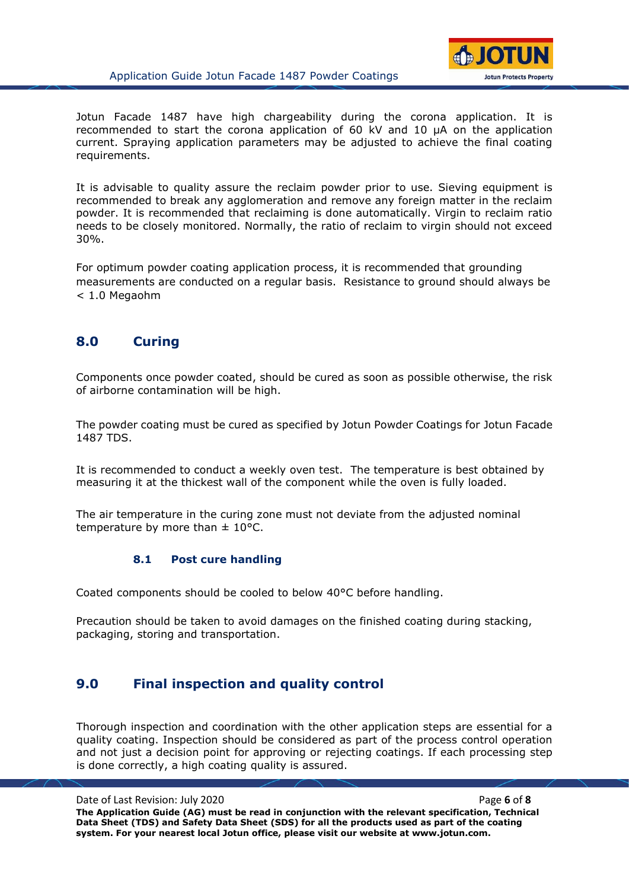Jotun Facade 1487 have high chargeability during the corona application. It is recommended to start the corona application of 60 kV and 10 μA on the application current. Spraying application parameters may be adjusted to achieve the final coating requirements.

It is advisable to quality assure the reclaim powder prior to use. Sieving equipment is recommended to break any agglomeration and remove any foreign matter in the reclaim powder. It is recommended that reclaiming is done automatically. Virgin to reclaim ratio needs to be closely monitored. Normally, the ratio of reclaim to virgin should not exceed 30%.

For optimum powder coating application process, it is recommended that grounding measurements are conducted on a regular basis. Resistance to ground should always be < 1.0 Megaohm

## 8.0 Curing

Components once powder coated, should be cured as soon as possible otherwise, the risk of airborne contamination will be high.

The powder coating must be cured as specified by Jotun Powder Coatings for Jotun Facade 1487 TDS.

It is recommended to conduct a weekly oven test. The temperature is best obtained by measuring it at the thickest wall of the component while the oven is fully loaded.

The air temperature in the curing zone must not deviate from the adjusted nominal temperature by more than ± 10°C.

### 8.1 Post cure handling

Coated components should be cooled to below 40°C before handling.

Precaution should be taken to avoid damages on the finished coating during stacking, packaging, storing and transportation.

## 9.0 Final inspection and quality control

Thorough inspection and coordination with the other application steps are essential for a quality coating. Inspection should be considered as part of the process control operation and not just a decision point for approving or rejecting coatings. If each processing step is done correctly, a high coating quality is assured.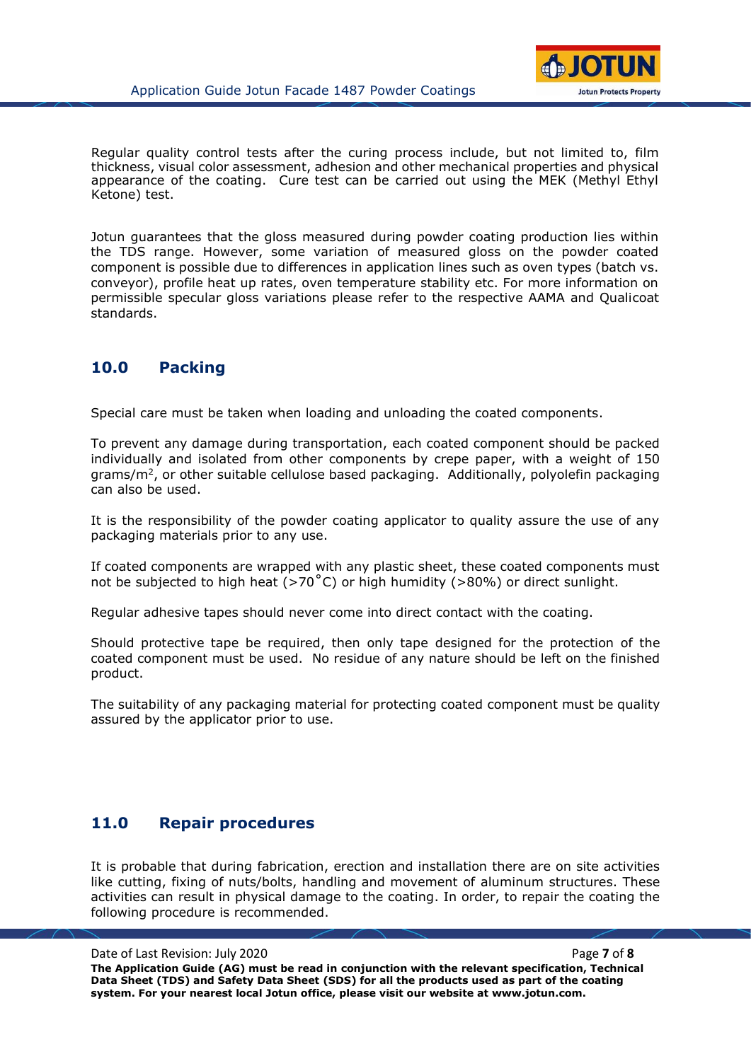Regular quality control tests after the curing process include, but not limited to, film thickness, visual color assessment, adhesion and other mechanical properties and physical appearance of the coating. Cure test can be carried out using the MEK (Methyl Ethyl Ketone) test.

Jotun guarantees that the gloss measured during powder coating production lies within the TDS range. However, some variation of measured gloss on the powder coated component is possible due to differences in application lines such as oven types (batch vs. conveyor), profile heat up rates, oven temperature stability etc. For more information on permissible specular gloss variations please refer to the respective AAMA and Qualicoat standards.

## 10.0 Packing

Special care must be taken when loading and unloading the coated components.

To prevent any damage during transportation, each coated component should be packed individually and isolated from other components by crepe paper, with a weight of 150 grams/$m^2$, or other suitable cellulose based packaging. Additionally, polyolefin packaging can also be used.

It is the responsibility of the powder coating applicator to quality assure the use of any packaging materials prior to any use.

If coated components are wrapped with any plastic sheet, these coated components must not be subjected to high heat (>70˚C) or high humidity (>80%) or direct sunlight.

Regular adhesive tapes should never come into direct contact with the coating.

Should protective tape be required, then only tape designed for the protection of the coated component must be used. No residue of any nature should be left on the finished product.

The suitability of any packaging material for protecting coated component must be quality assured by the applicator prior to use.

## 11.0 Repair procedures

It is probable that during fabrication, erection and installation there are on site activities like cutting, fixing of nuts/bolts, handling and movement of aluminum structures. These activities can result in physical damage to the coating. In order, to repair the coating the following procedure is recommended.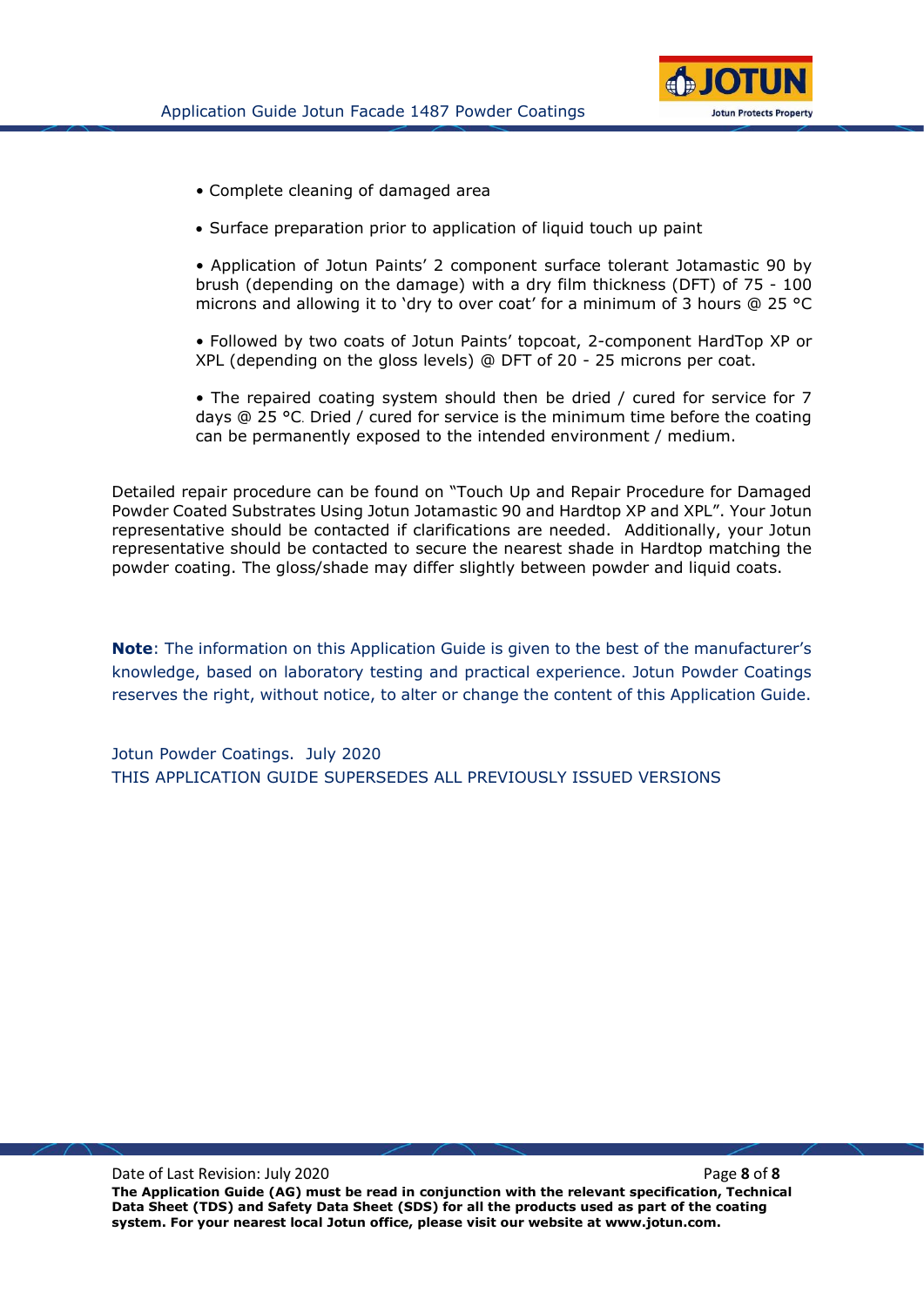- Complete cleaning of damaged area
- Surface preparation prior to application of liquid touch up paint
- Application of Jotun Paints' 2 component surface tolerant Jotamastic 90 by brush (depending on the damage) with a dry film thickness (DFT) of 75 - 100 microns and allowing it to 'dry to over coat' for a minimum of 3 hours @ 25 °C
- Followed by two coats of Jotun Paints' topcoat, 2-component HardTop XP or XPL (depending on the gloss levels) @ DFT of 20 - 25 microns per coat.
- The repaired coating system should then be dried / cured for service for 7 days @ 25 °C. Dried / cured for service is the minimum time before the coating can be permanently exposed to the intended environment / medium.

Detailed repair procedure can be found on "Touch Up and Repair Procedure for Damaged Powder Coated Substrates Using Jotun Jotamastic 90 and Hardtop XP and XPL". Your Jotun representative should be contacted if clarifications are needed. Additionally, your Jotun representative should be contacted to secure the nearest shade in Hardtop matching the powder coating. The gloss/shade may differ slightly between powder and liquid coats.

**Note**: The information on this Application Guide is given to the best of the manufacturer's knowledge, based on laboratory testing and practical experience. Jotun Powder Coatings reserves the right, without notice, to alter or change the content of this Application Guide.

Jotun Powder Coatings. July 2020
THIS APPLICATION GUIDE SUPERSEDES ALL PREVIOUSLY ISSUED VERSIONS